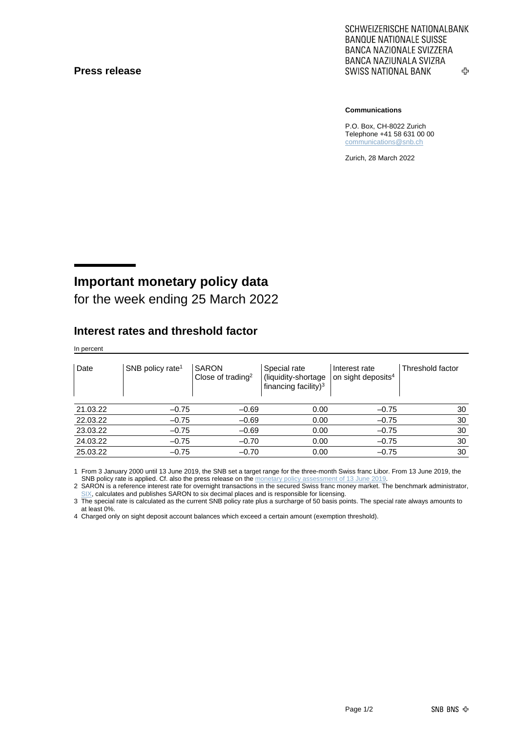**Press release**

SCHWEIZERISCHE NATIONALBANK
BANQUE NATIONALE SUISSE
BANCA NAZIONALE SVIZZERA
BANCA NAZIUNALA SVIZRA
SWISS NATIONAL BANK

**Communications**

P.O. Box, CH-8022 Zurich
Telephone +41 58 631 00 00
communications@snb.ch

Zurich, 28 March 2022

# Important monetary policy data

for the week ending 25 March 2022

## Interest rates and threshold factor

In percent

| Date | SNB policy rate[1] | SARON Close of trading[2] | Special rate (liquidity-shortage financing facility)[3] | Interest rate on sight deposits[4] | Threshold factor |
|---|---|---|---|---|---|
| 21.03.22 | –0.75 | –0.69 | 0.00 | –0.75 | 30 |
| 22.03.22 | –0.75 | –0.69 | 0.00 | –0.75 | 30 |
| 23.03.22 | –0.75 | –0.69 | 0.00 | –0.75 | 30 |
| 24.03.22 | –0.75 | –0.70 | 0.00 | –0.75 | 30 |
| 25.03.22 | –0.75 | –0.70 | 0.00 | –0.75 | 30 |

1 From 3 January 2000 until 13 June 2019, the SNB set a target range for the three-month Swiss franc Libor. From 13 June 2019, the SNB policy rate is applied. Cf. also the press release on the monetary policy assessment of 13 June 2019.

2 SARON is a reference interest rate for overnight transactions in the secured Swiss franc money market. The benchmark administrator, SIX, calculates and publishes SARON to six decimal places and is responsible for licensing.

3 The special rate is calculated as the current SNB policy rate plus a surcharge of 50 basis points. The special rate always amounts to at least 0%.

4 Charged only on sight deposit account balances which exceed a certain amount (exemption threshold).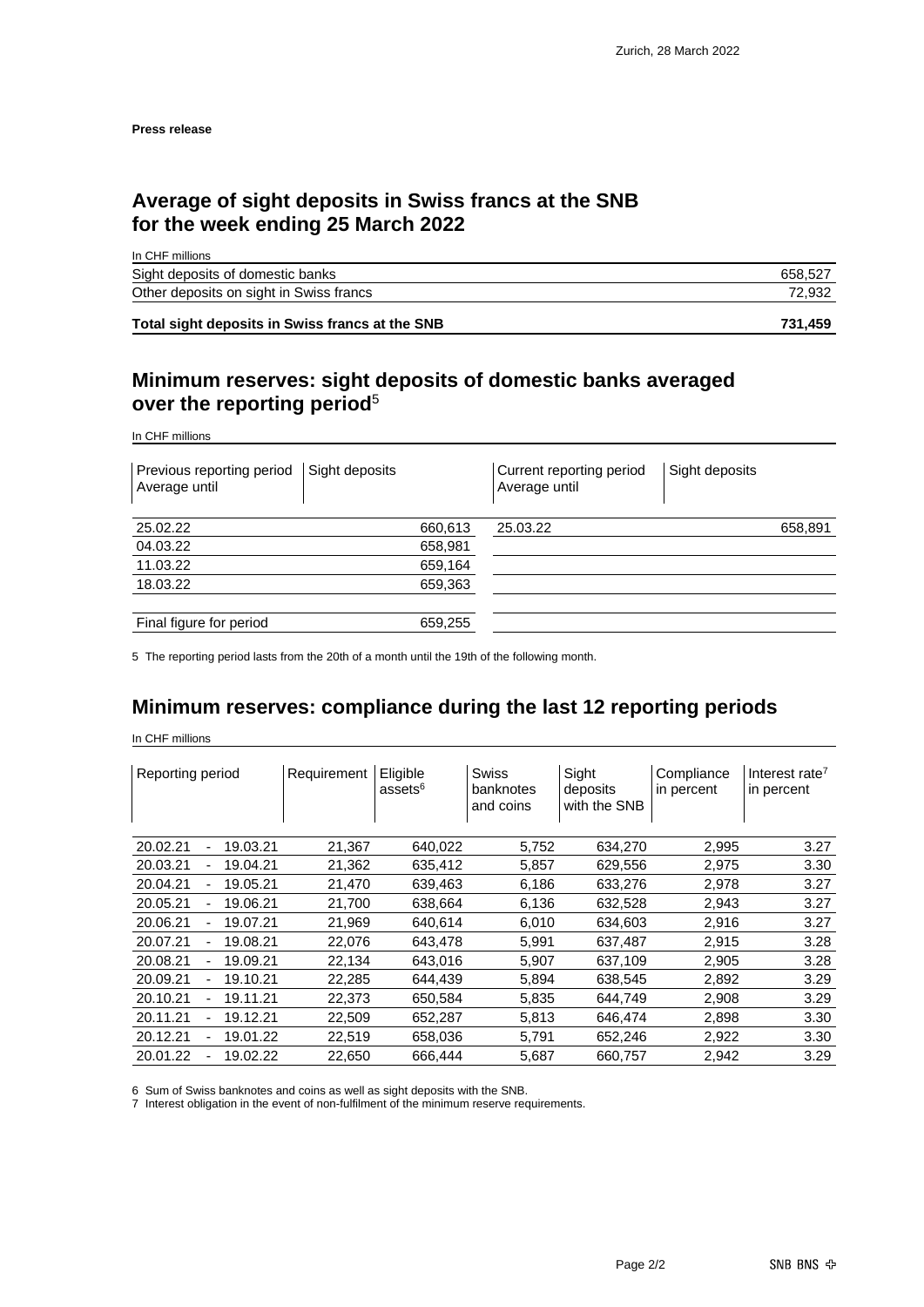Zurich, 28 March 2022

**Press release**

## Average of sight deposits in Swiss francs at the SNB for the week ending 25 March 2022

In CHF millions

| | |
|---|---|
| Sight deposits of domestic banks | 658,527 |
| Other deposits on sight in Swiss francs | 72,932 |
| **Total sight deposits in Swiss francs at the SNB** | **731,459** |

## Minimum reserves: sight deposits of domestic banks averaged over the reporting period[5]

In CHF millions

| Previous reporting period Average until | Sight deposits | Current reporting period Average until | Sight deposits |
|---|---|---|---|
| 25.02.22 | 660,613 | 25.03.22 | 658,891 |
| 04.03.22 | 658,981 | | |
| 11.03.22 | 659,164 | | |
| 18.03.22 | 659,363 | | |
| | | | |
| Final figure for period | 659,255 | | |

5 The reporting period lasts from the 20th of a month until the 19th of the following month.

## Minimum reserves: compliance during the last 12 reporting periods

In CHF millions

| Reporting period | Requirement | Eligible assets[6] | Swiss banknotes and coins | Sight deposits with the SNB | Compliance in percent | Interest rate[7] in percent |
|---|---|---|---|---|---|---|
| 20.02.21 - 19.03.21 | 21,367 | 640,022 | 5,752 | 634,270 | 2,995 | 3.27 |
| 20.03.21 - 19.04.21 | 21,362 | 635,412 | 5,857 | 629,556 | 2,975 | 3.30 |
| 20.04.21 - 19.05.21 | 21,470 | 639,463 | 6,186 | 633,276 | 2,978 | 3.27 |
| 20.05.21 - 19.06.21 | 21,700 | 638,664 | 6,136 | 632,528 | 2,943 | 3.27 |
| 20.06.21 - 19.07.21 | 21,969 | 640,614 | 6,010 | 634,603 | 2,916 | 3.27 |
| 20.07.21 - 19.08.21 | 22,076 | 643,478 | 5,991 | 637,487 | 2,915 | 3.28 |
| 20.08.21 - 19.09.21 | 22,134 | 643,016 | 5,907 | 637,109 | 2,905 | 3.28 |
| 20.09.21 - 19.10.21 | 22,285 | 644,439 | 5,894 | 638,545 | 2,892 | 3.29 |
| 20.10.21 - 19.11.21 | 22,373 | 650,584 | 5,835 | 644,749 | 2,908 | 3.29 |
| 20.11.21 - 19.12.21 | 22,509 | 652,287 | 5,813 | 646,474 | 2,898 | 3.30 |
| 20.12.21 - 19.01.22 | 22,519 | 658,036 | 5,791 | 652,246 | 2,922 | 3.30 |
| 20.01.22 - 19.02.22 | 22,650 | 666,444 | 5,687 | 660,757 | 2,942 | 3.29 |

6 Sum of Swiss banknotes and coins as well as sight deposits with the SNB.
7 Interest obligation in the event of non-fulfilment of the minimum reserve requirements.